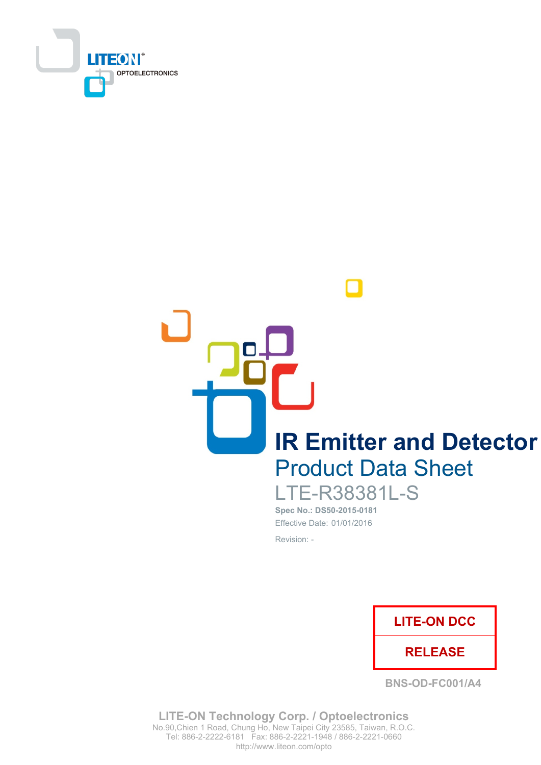LITEON OPTOELECTRONICS

# IR Emitter and Detector

## Product Data Sheet

LTE-R38381L-S

**Spec No.: DS50-2015-0181**

Effective Date: 01/01/2016

Revision: -

| LITE-ON DCC |
| --- |
| RELEASE |

BNS-OD-FC001/A4

**LITE-ON Technology Corp. / Optoelectronics**

No.90,Chien 1 Road, Chung Ho, New Taipei City 23585, Taiwan, R.O.C.

Tel: 886-2-2222-6181 Fax: 886-2-2221-1948 / 886-2-2221-0660

http://www.liteon.com/opto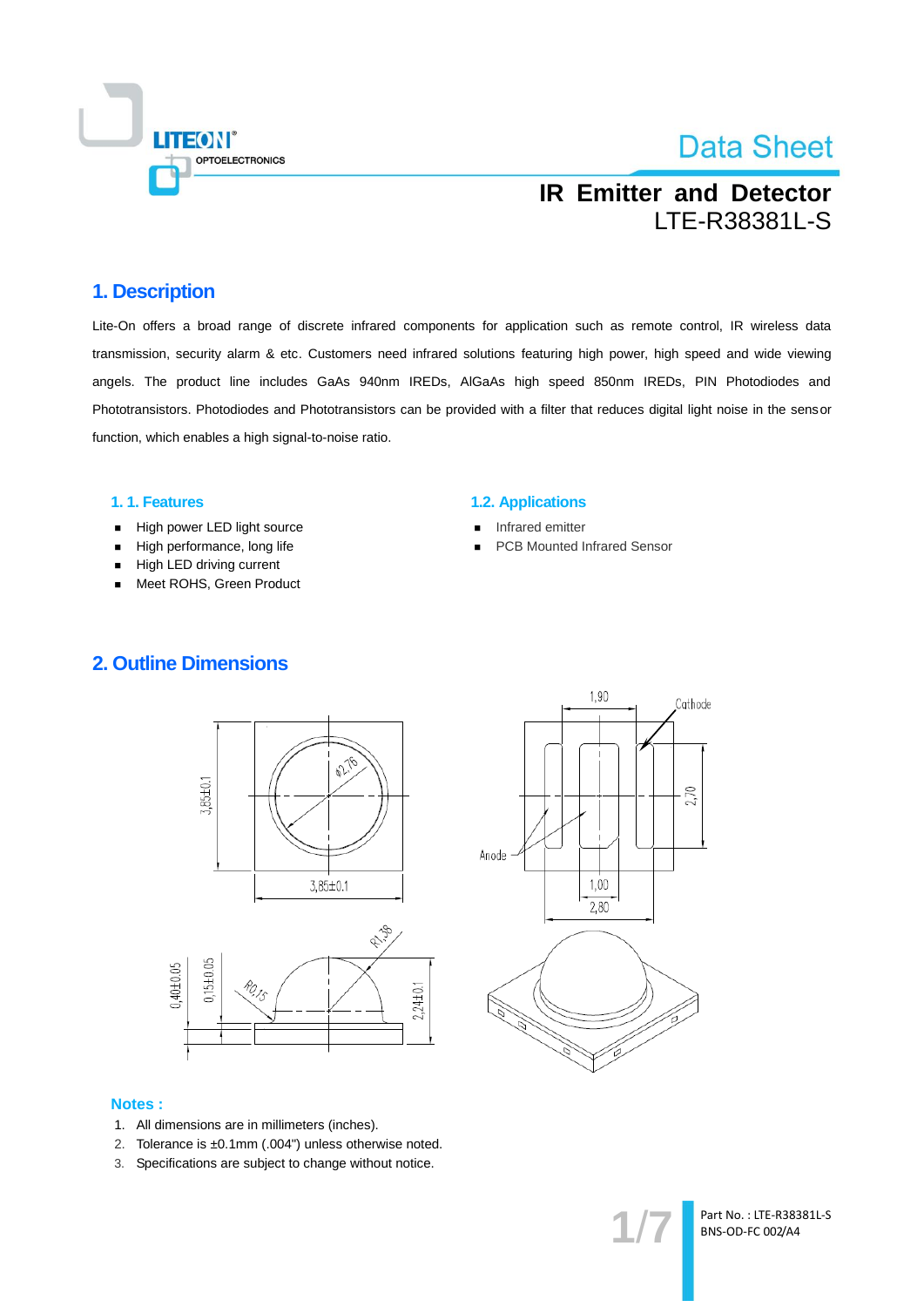Data Sheet

# IR Emitter and Detector
LTE-R38381L-S

## 1. Description

Lite-On offers a broad range of discrete infrared components for application such as remote control, IR wireless data transmission, security alarm & etc. Customers need infrared solutions featuring high power, high speed and wide viewing angels. The product line includes GaAs 940nm IREDs, AlGaAs high speed 850nm IREDs, PIN Photodiodes and Phototransistors. Photodiodes and Phototransistors can be provided with a filter that reduces digital light noise in the sensor function, which enables a high signal-to-noise ratio.

### 1. 1. Features

- High power LED light source
- High performance, long life
- High LED driving current
- Meet ROHS, Green Product

### 1.2. Applications

- Infrared emitter
- PCB Mounted Infrared Sensor

## 2. Outline Dimensions

**Notes :**

1. All dimensions are in millimeters (inches).
2. Tolerance is ±0.1mm (.004") unless otherwise noted.
3. Specifications are subject to change without notice.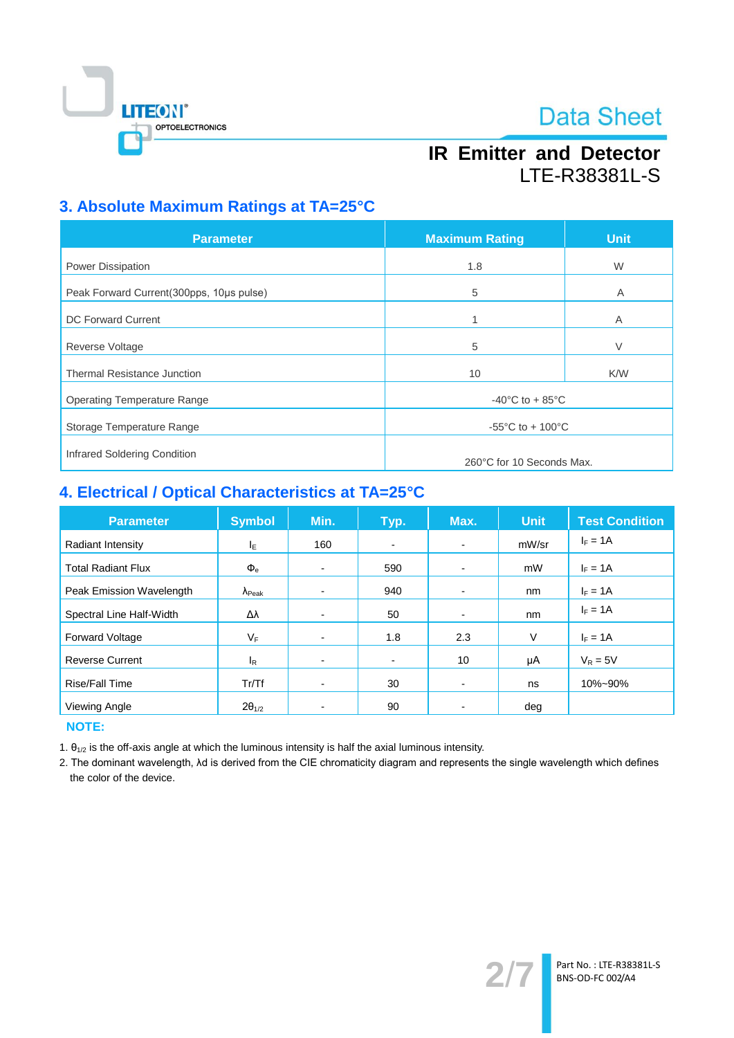## 3. Absolute Maximum Ratings at TA=25°C

| Parameter | Maximum Rating | Unit |
|---|---|---|
| Power Dissipation | 1.8 | W |
| Peak Forward Current(300pps, 10μs pulse) | 5 | A |
| DC Forward Current | 1 | A |
| Reverse Voltage | 5 | V |
| Thermal Resistance Junction | 10 | K/W |
| Operating Temperature Range | -40°C to + 85°C | |
| Storage Temperature Range | -55°C to + 100°C | |
| Infrared Soldering Condition | 260°C for 10 Seconds Max. | |

## 4. Electrical / Optical Characteristics at TA=25°C

| Parameter | Symbol | Min. | Typ. | Max. | Unit | Test Condition |
|---|---|---|---|---|---|---|
| Radiant Intensity | $I_E$ | 160 | - | - | mW/sr | $I_F$ = 1A |
| Total Radiant Flux | $\Phi_e$ | - | 590 | - | mW | $I_F$ = 1A |
| Peak Emission Wavelength | $\lambda_{Peak}$ | - | 940 | - | nm | $I_F$ = 1A |
| Spectral Line Half-Width | $\Delta\lambda$ | - | 50 | - | nm | $I_F$ = 1A |
| Forward Voltage | $V_F$ | - | 1.8 | 2.3 | V | $I_F$ = 1A |
| Reverse Current | $I_R$ | - | - | 10 | μA | $V_R$ = 5V |
| Rise/Fall Time | Tr/Tf | - | 30 | - | ns | 10%~90% |
| Viewing Angle | $2\theta_{1/2}$ | - | 90 | - | deg | |

**NOTE:**

1. $\theta_{1/2}$ is the off-axis angle at which the luminous intensity is half the axial luminous intensity.
2. The dominant wavelength, λd is derived from the CIE chromaticity diagram and represents the single wavelength which defines the color of the device.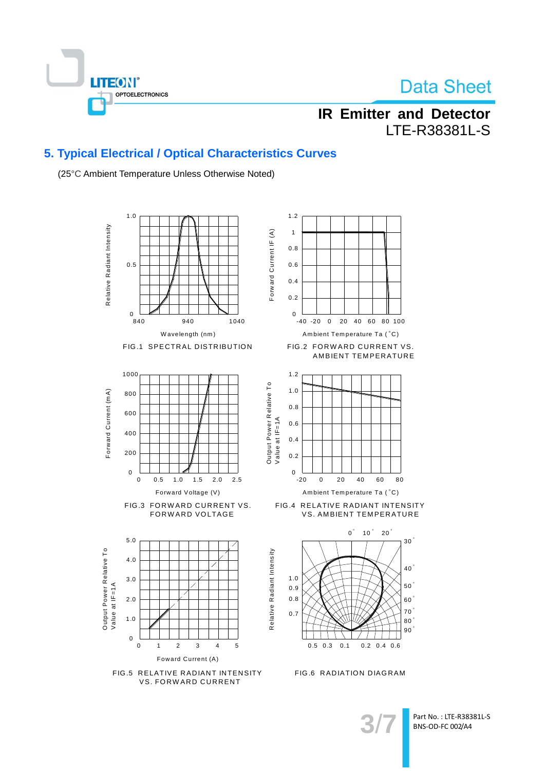## 5. Typical Electrical / Optical Characteristics Curves

(25°C Ambient Temperature Unless Otherwise Noted)

FIG.1 SPECTRAL DISTRIBUTION

FIG.2 FORWARD CURRENT VS. AMBIENT TEMPERATURE

FIG.3 FORWARD CURRENT VS. FORWARD VOLTAGE

FIG.4 RELATIVE RADIANT INTENSITY VS. AMBIENT TEMPERATURE

FIG.5 RELATIVE RADIANT INTENSITY VS. FORWARD CURRENT

FIG.6 RADIATION DIAGRAM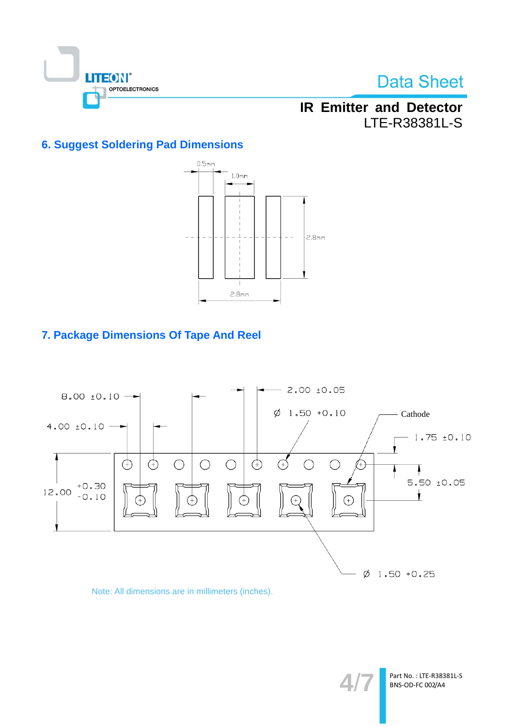## 6. Suggest Soldering Pad Dimensions

0.5mm

1.0mm

2.8mm

2.8mm

## 7. Package Dimensions Of Tape And Reel

8.00 ±0.10

4.00 ±0.10

2.00 ±0.05

Ø 1.50 +0.10

Cathode

1.75 ±0.10

12.00 +0.30 -0.10

5.50 ±0.05

Ø 1.50 +0.25

Note: All dimensions are in millimeters (inches).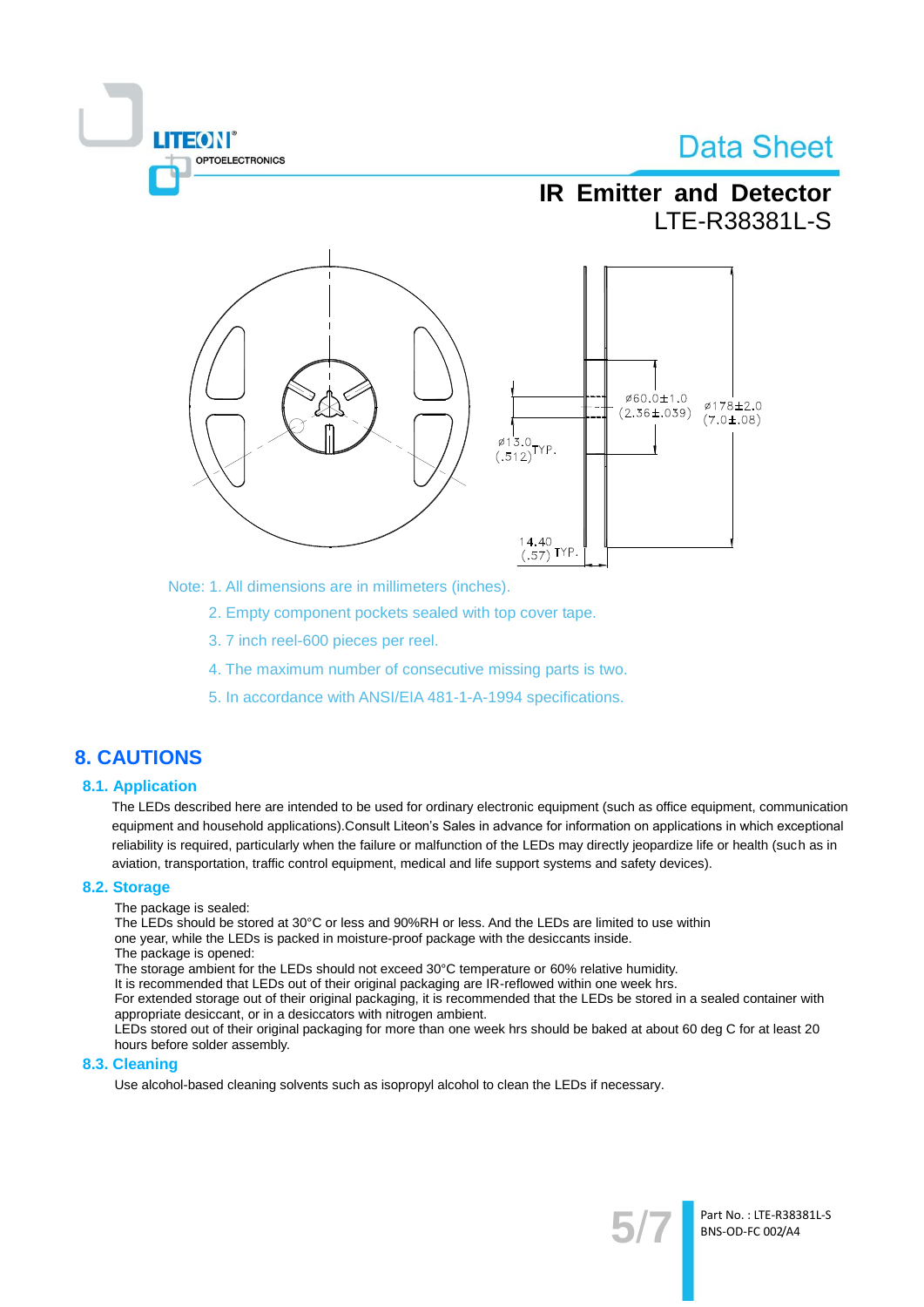Note: 1. All dimensions are in millimeters (inches).

2. Empty component pockets sealed with top cover tape.

3. 7 inch reel-600 pieces per reel.

4. The maximum number of consecutive missing parts is two.

5. In accordance with ANSI/EIA 481-1-A-1994 specifications.

# 8. CAUTIONS

## 8.1. Application

The LEDs described here are intended to be used for ordinary electronic equipment (such as office equipment, communication equipment and household applications).Consult Liteon's Sales in advance for information on applications in which exceptional reliability is required, particularly when the failure or malfunction of the LEDs may directly jeopardize life or health (such as in aviation, transportation, traffic control equipment, medical and life support systems and safety devices).

## 8.2. Storage

The package is sealed:
The LEDs should be stored at 30°C or less and 90%RH or less. And the LEDs are limited to use within one year, while the LEDs is packed in moisture-proof package with the desiccants inside.
The package is opened:
The storage ambient for the LEDs should not exceed 30°C temperature or 60% relative humidity.
It is recommended that LEDs out of their original packaging are IR-reflowed within one week hrs.
For extended storage out of their original packaging, it is recommended that the LEDs be stored in a sealed container with appropriate desiccant, or in a desiccators with nitrogen ambient.
LEDs stored out of their original packaging for more than one week hrs should be baked at about 60 deg C for at least 20 hours before solder assembly.

## 8.3. Cleaning

Use alcohol-based cleaning solvents such as isopropyl alcohol to clean the LEDs if necessary.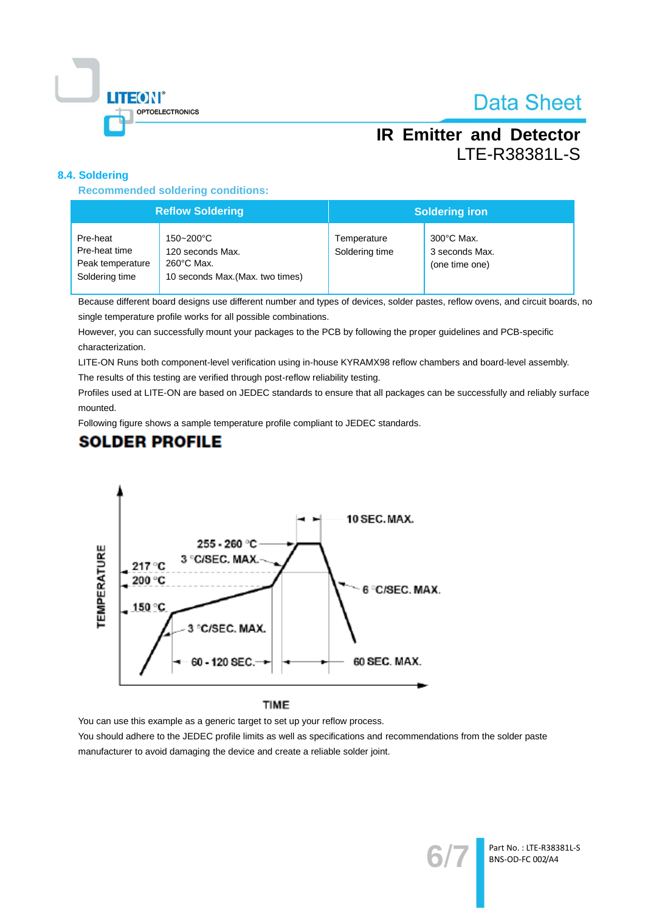## 8.4. Soldering

### Recommended soldering conditions:

| Reflow Soldering | | Soldering iron | |
|---|---|---|---|
| Pre-heat<br>Pre-heat time<br>Peak temperature<br>Soldering time | 150~200°C<br>120 seconds Max.<br>260°C Max.<br>10 seconds Max.(Max. two times) | Temperature<br>Soldering time | 300°C Max.<br>3 seconds Max.<br>(one time one) |

Because different board designs use different number and types of devices, solder pastes, reflow ovens, and circuit boards, no single temperature profile works for all possible combinations.

However, you can successfully mount your packages to the PCB by following the proper guidelines and PCB-specific characterization.

LITE-ON Runs both component-level verification using in-house KYRAMX98 reflow chambers and board-level assembly. The results of this testing are verified through post-reflow reliability testing.

Profiles used at LITE-ON are based on JEDEC standards to ensure that all packages can be successfully and reliably surface mounted.

Following figure shows a sample temperature profile compliant to JEDEC standards.

## SOLDER PROFILE

TEMPERATURE; 217 °C; 200 °C; 150 °C; 255 - 260 °C; 3 °C/SEC. MAX.; 10 SEC. MAX.; 6 °C/SEC. MAX.; 3 °C/SEC. MAX.; 60 - 120 SEC.; 60 SEC. MAX.; TIME

You can use this example as a generic target to set up your reflow process.

You should adhere to the JEDEC profile limits as well as specifications and recommendations from the solder paste manufacturer to avoid damaging the device and create a reliable solder joint.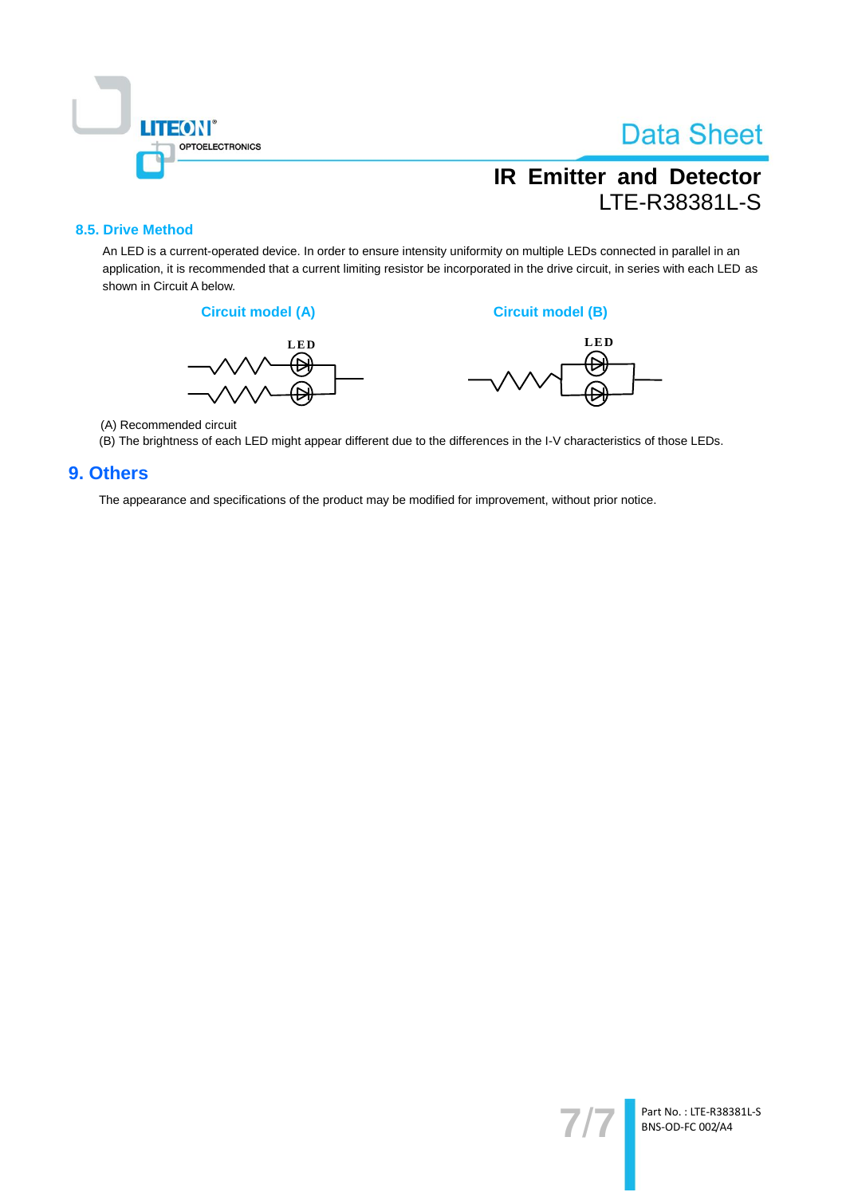### 8.5. Drive Method

An LED is a current-operated device. In order to ensure intensity uniformity on multiple LEDs connected in parallel in an application, it is recommended that a current limiting resistor be incorporated in the drive circuit, in series with each LED as shown in Circuit A below.

Circuit model (A)

LED

Circuit model (B)

LED

(A) Recommended circuit

(B) The brightness of each LED might appear different due to the differences in the I-V characteristics of those LEDs.

## 9. Others

The appearance and specifications of the product may be modified for improvement, without prior notice.